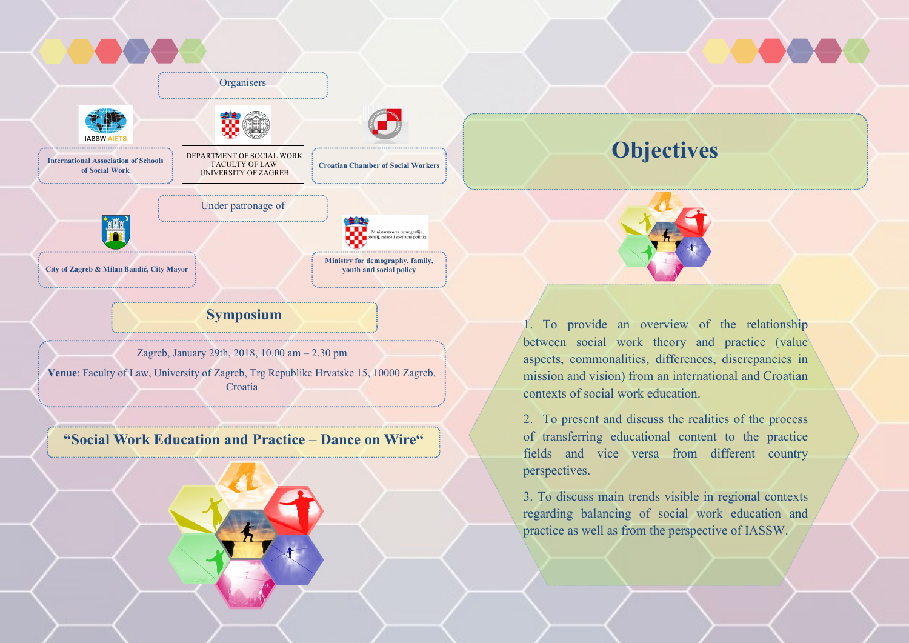Organisers

International Association of Schools of Social Work

DEPARTMENT OF SOCIAL WORK
FACULTY OF LAW
UNIVERSITY OF ZAGREB

Croatian Chamber of Social Workers

Under patronage of

City of Zagreb & Milan Bandić, City Mayor

Ministry for demography, family, youth and social policy

## Symposium

Zagreb, January 29th, 2018, 10.00 am – 2.30 pm

**Venue**: Faculty of Law, University of Zagreb, Trg Republike Hrvatske 15, 10000 Zagreb, Croatia

## "Social Work Education and Practice – Dance on Wire"

# Objectives

1. To provide an overview of the relationship between social work theory and practice (value aspects, commonalities, differences, discrepancies in mission and vision) from an international and Croatian contexts of social work education.

2. To present and discuss the realities of the process of transferring educational content to the practice fields and vice versa from different country perspectives.

3. To discuss main trends visible in regional contexts regarding balancing of social work education and practice as well as from the perspective of IASSW.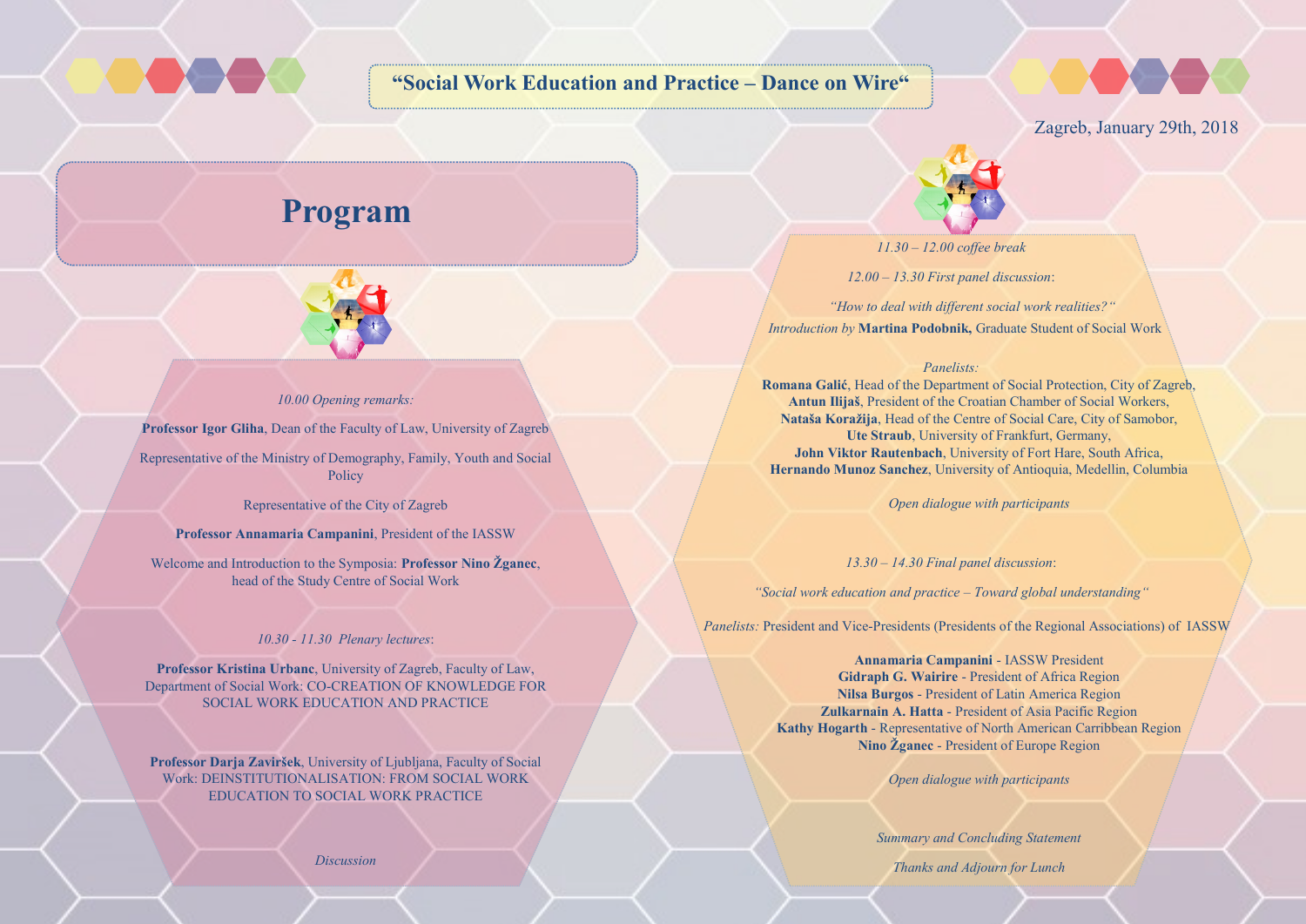**"Social Work Education and Practice – Dance on Wire"**

Zagreb, January 29th, 2018

# Program

*10.00 Opening remarks:*

**Professor Igor Gliha**, Dean of the Faculty of Law, University of Zagreb

Representative of the Ministry of Demography, Family, Youth and Social Policy

Representative of the City of Zagreb

**Professor Annamaria Campanini**, President of the IASSW

Welcome and Introduction to the Symposia: **Professor Nino Žganec**, head of the Study Centre of Social Work

*10.30 - 11.30 Plenary lectures*:

**Professor Kristina Urbanc**, University of Zagreb, Faculty of Law, Department of Social Work: CO-CREATION OF KNOWLEDGE FOR SOCIAL WORK EDUCATION AND PRACTICE

**Professor Darja Zaviršek**, University of Ljubljana, Faculty of Social Work: DEINSTITUTIONALISATION: FROM SOCIAL WORK EDUCATION TO SOCIAL WORK PRACTICE

*Discussion*

*11.30 – 12.00 coffee break*

*12.00 – 13.30 First panel discussion*:

*"How to deal with different social work realities?"*

*Introduction by* **Martina Podobnik,** Graduate Student of Social Work

*Panelists:*

**Romana Galić**, Head of the Department of Social Protection, City of Zagreb,
**Antun Ilijaš**, President of the Croatian Chamber of Social Workers,
**Nataša Koražija**, Head of the Centre of Social Care, City of Samobor,
**Ute Straub**, University of Frankfurt, Germany,
**John Viktor Rautenbach**, University of Fort Hare, South Africa,
**Hernando Munoz Sanchez**, University of Antioquia, Medellin, Columbia

*Open dialogue with participants*

*13.30 – 14.30 Final panel discussion*:

*"Social work education and practice – Toward global understanding"*

*Panelists:* President and Vice-Presidents (Presidents of the Regional Associations) of IASSW

**Annamaria Campanini** - IASSW President
**Gidraph G. Wairire** - President of Africa Region
**Nilsa Burgos** - President of Latin America Region
**Zulkarnain A. Hatta** - President of Asia Pacific Region
**Kathy Hogarth** - Representative of North American Carribbean Region
**Nino Žganec** - President of Europe Region

*Open dialogue with participants*

*Summary and Concluding Statement*

*Thanks and Adjourn for Lunch*